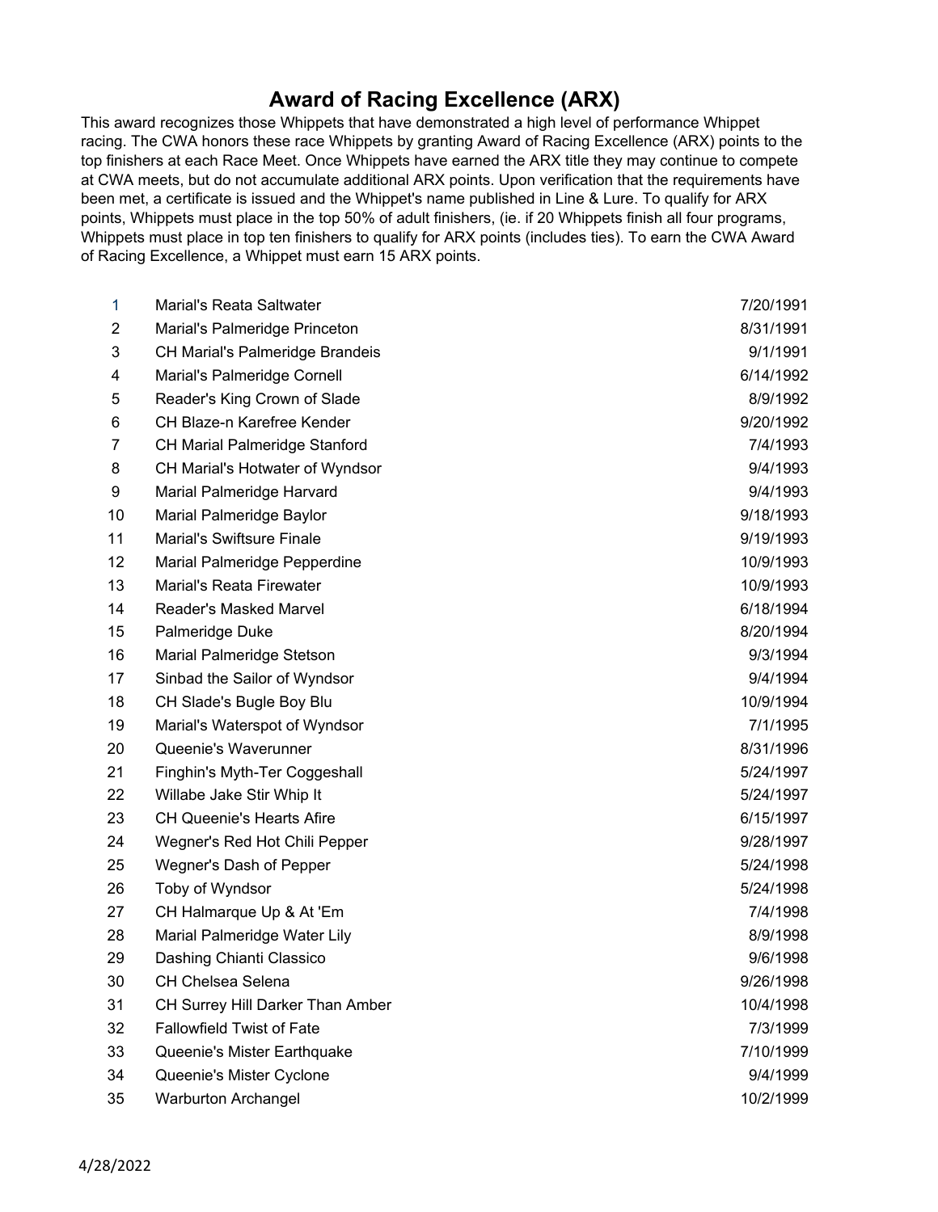# Award of Racing Excellence (ARX)

This award recognizes those Whippets that have demonstrated a high level of performance Whippet racing. The CWA honors these race Whippets by granting Award of Racing Excellence (ARX) points to the top finishers at each Race Meet. Once Whippets have earned the ARX title they may continue to compete at CWA meets, but do not accumulate additional ARX points. Upon verification that the requirements have been met, a certificate is issued and the Whippet's name published in Line & Lure. To qualify for ARX points, Whippets must place in the top 50% of adult finishers, (ie. if 20 Whippets finish all four programs, Whippets must place in top ten finishers to qualify for ARX points (includes ties). To earn the CWA Award of Racing Excellence, a Whippet must earn 15 ARX points.

| | | |
|---|---|---|
| 1 | Marial's Reata Saltwater | 7/20/1991 |
| 2 | Marial's Palmeridge Princeton | 8/31/1991 |
| 3 | CH Marial's Palmeridge Brandeis | 9/1/1991 |
| 4 | Marial's Palmeridge Cornell | 6/14/1992 |
| 5 | Reader's King Crown of Slade | 8/9/1992 |
| 6 | CH Blaze-n Karefree Kender | 9/20/1992 |
| 7 | CH Marial Palmeridge Stanford | 7/4/1993 |
| 8 | CH Marial's Hotwater of Wyndsor | 9/4/1993 |
| 9 | Marial Palmeridge Harvard | 9/4/1993 |
| 10 | Marial Palmeridge Baylor | 9/18/1993 |
| 11 | Marial's Swiftsure Finale | 9/19/1993 |
| 12 | Marial Palmeridge Pepperdine | 10/9/1993 |
| 13 | Marial's Reata Firewater | 10/9/1993 |
| 14 | Reader's Masked Marvel | 6/18/1994 |
| 15 | Palmeridge Duke | 8/20/1994 |
| 16 | Marial Palmeridge Stetson | 9/3/1994 |
| 17 | Sinbad the Sailor of Wyndsor | 9/4/1994 |
| 18 | CH Slade's Bugle Boy Blu | 10/9/1994 |
| 19 | Marial's Waterspot of Wyndsor | 7/1/1995 |
| 20 | Queenie's Waverunner | 8/31/1996 |
| 21 | Finghin's Myth-Ter Coggeshall | 5/24/1997 |
| 22 | Willabe Jake Stir Whip It | 5/24/1997 |
| 23 | CH Queenie's Hearts Afire | 6/15/1997 |
| 24 | Wegner's Red Hot Chili Pepper | 9/28/1997 |
| 25 | Wegner's Dash of Pepper | 5/24/1998 |
| 26 | Toby of Wyndsor | 5/24/1998 |
| 27 | CH Halmarque Up & At 'Em | 7/4/1998 |
| 28 | Marial Palmeridge Water Lily | 8/9/1998 |
| 29 | Dashing Chianti Classico | 9/6/1998 |
| 30 | CH Chelsea Selena | 9/26/1998 |
| 31 | CH Surrey Hill Darker Than Amber | 10/4/1998 |
| 32 | Fallowfield Twist of Fate | 7/3/1999 |
| 33 | Queenie's Mister Earthquake | 7/10/1999 |
| 34 | Queenie's Mister Cyclone | 9/4/1999 |
| 35 | Warburton Archangel | 10/2/1999 |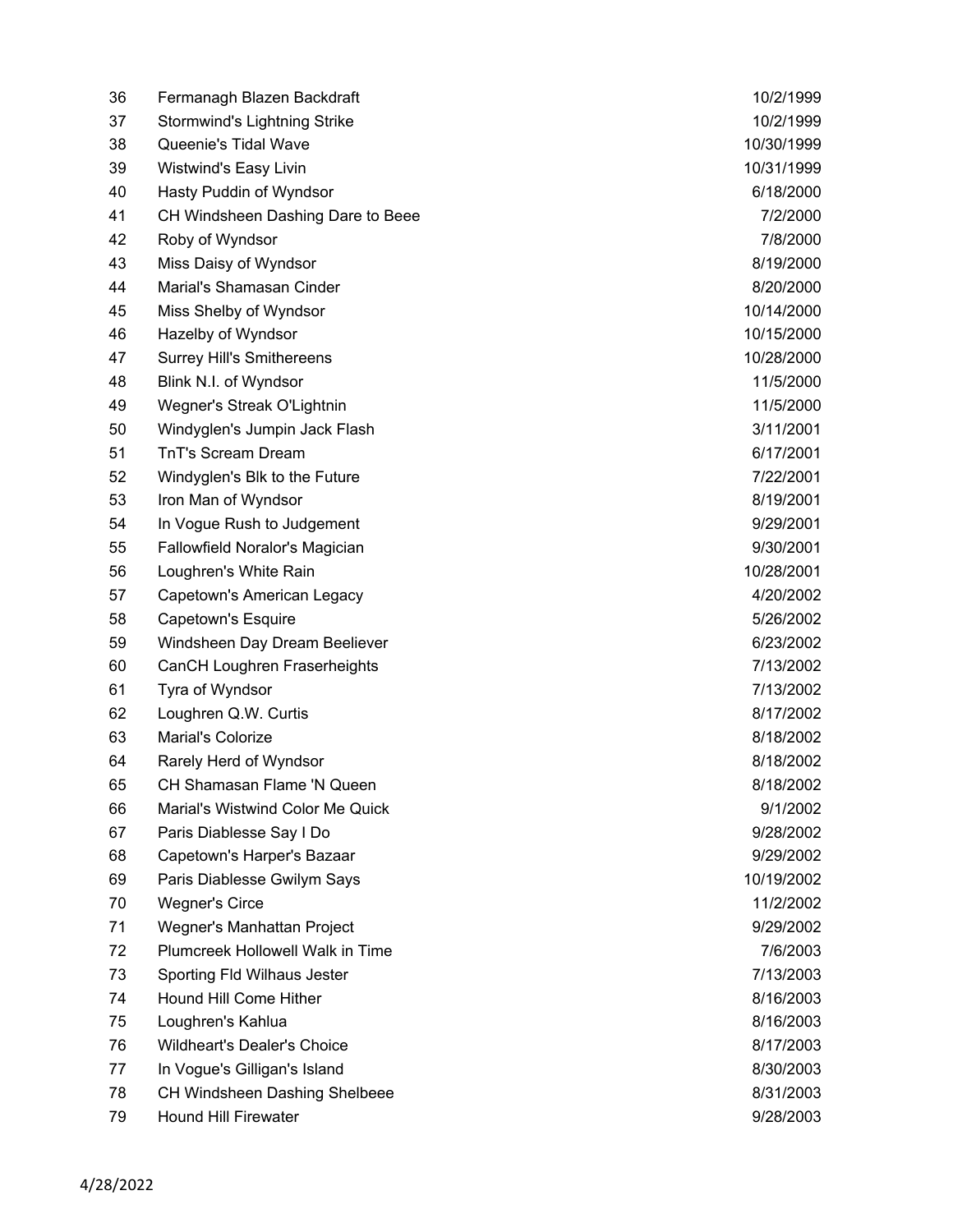| | | |
|---|---|---|
| 36 | Fermanagh Blazen Backdraft | 10/2/1999 |
| 37 | Stormwind's Lightning Strike | 10/2/1999 |
| 38 | Queenie's Tidal Wave | 10/30/1999 |
| 39 | Wistwind's Easy Livin | 10/31/1999 |
| 40 | Hasty Puddin of Wyndsor | 6/18/2000 |
| 41 | CH Windsheen Dashing Dare to Beee | 7/2/2000 |
| 42 | Roby of Wyndsor | 7/8/2000 |
| 43 | Miss Daisy of Wyndsor | 8/19/2000 |
| 44 | Marial's Shamasan Cinder | 8/20/2000 |
| 45 | Miss Shelby of Wyndsor | 10/14/2000 |
| 46 | Hazelby of Wyndsor | 10/15/2000 |
| 47 | Surrey Hill's Smithereens | 10/28/2000 |
| 48 | Blink N.I. of Wyndsor | 11/5/2000 |
| 49 | Wegner's Streak O'Lightnin | 11/5/2000 |
| 50 | Windyglen's Jumpin Jack Flash | 3/11/2001 |
| 51 | TnT's Scream Dream | 6/17/2001 |
| 52 | Windyglen's Blk to the Future | 7/22/2001 |
| 53 | Iron Man of Wyndsor | 8/19/2001 |
| 54 | In Vogue Rush to Judgement | 9/29/2001 |
| 55 | Fallowfield Noralor's Magician | 9/30/2001 |
| 56 | Loughren's White Rain | 10/28/2001 |
| 57 | Capetown's American Legacy | 4/20/2002 |
| 58 | Capetown's Esquire | 5/26/2002 |
| 59 | Windsheen Day Dream Beeliever | 6/23/2002 |
| 60 | CanCH Loughren Fraserheights | 7/13/2002 |
| 61 | Tyra of Wyndsor | 7/13/2002 |
| 62 | Loughren Q.W. Curtis | 8/17/2002 |
| 63 | Marial's Colorize | 8/18/2002 |
| 64 | Rarely Herd of Wyndsor | 8/18/2002 |
| 65 | CH Shamasan Flame 'N Queen | 8/18/2002 |
| 66 | Marial's Wistwind Color Me Quick | 9/1/2002 |
| 67 | Paris Diablesse Say I Do | 9/28/2002 |
| 68 | Capetown's Harper's Bazaar | 9/29/2002 |
| 69 | Paris Diablesse Gwilym Says | 10/19/2002 |
| 70 | Wegner's Circe | 11/2/2002 |
| 71 | Wegner's Manhattan Project | 9/29/2002 |
| 72 | Plumcreek Hollowell Walk in Time | 7/6/2003 |
| 73 | Sporting Fld Wilhaus Jester | 7/13/2003 |
| 74 | Hound Hill Come Hither | 8/16/2003 |
| 75 | Loughren's Kahlua | 8/16/2003 |
| 76 | Wildheart's Dealer's Choice | 8/17/2003 |
| 77 | In Vogue's Gilligan's Island | 8/30/2003 |
| 78 | CH Windsheen Dashing Shelbeee | 8/31/2003 |
| 79 | Hound Hill Firewater | 9/28/2003 |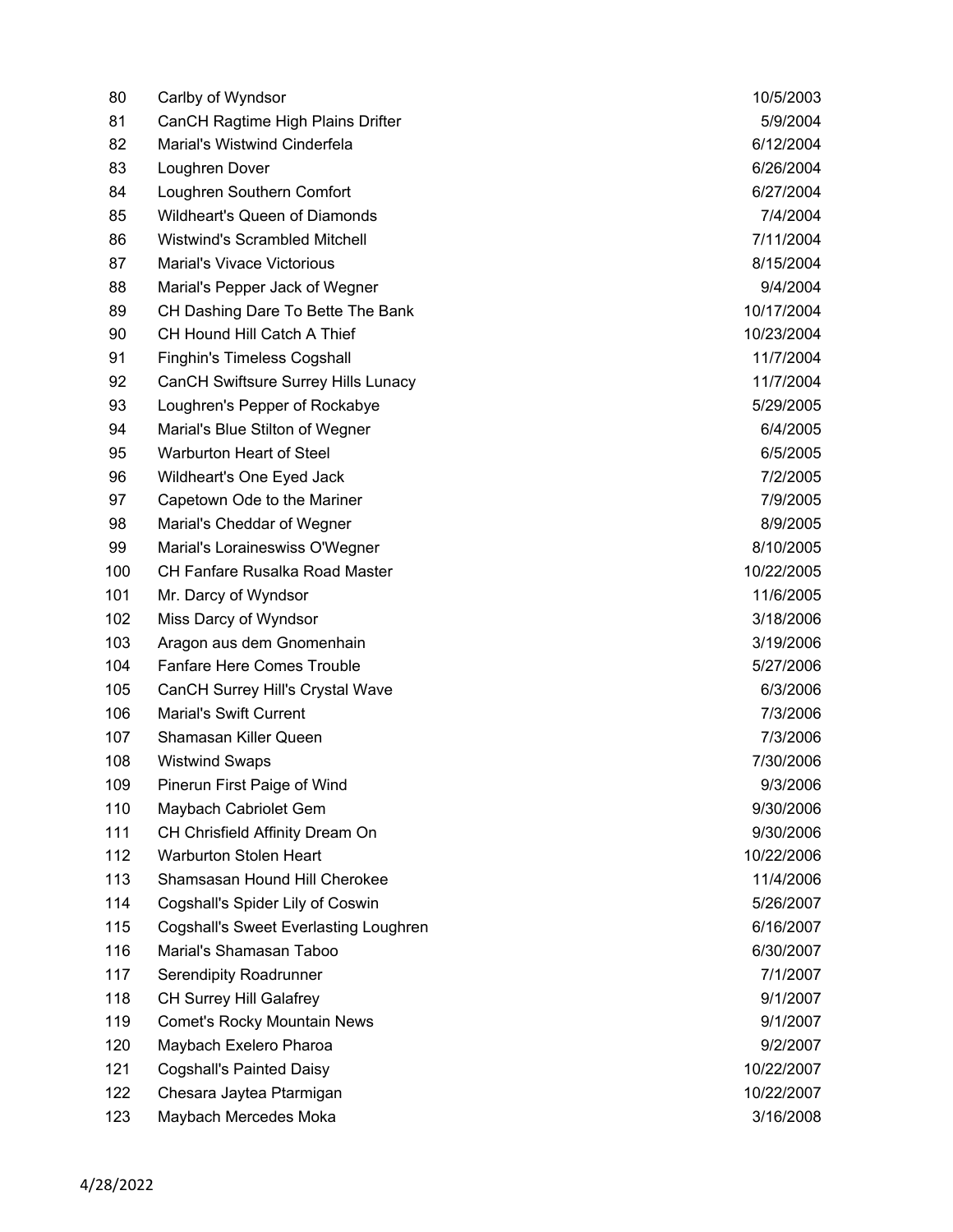| | | |
|---|---|---|
| 80 | Carlby of Wyndsor | 10/5/2003 |
| 81 | CanCH Ragtime High Plains Drifter | 5/9/2004 |
| 82 | Marial's Wistwind Cinderfela | 6/12/2004 |
| 83 | Loughren Dover | 6/26/2004 |
| 84 | Loughren Southern Comfort | 6/27/2004 |
| 85 | Wildheart's Queen of Diamonds | 7/4/2004 |
| 86 | Wistwind's Scrambled Mitchell | 7/11/2004 |
| 87 | Marial's Vivace Victorious | 8/15/2004 |
| 88 | Marial's Pepper Jack of Wegner | 9/4/2004 |
| 89 | CH Dashing Dare To Bette The Bank | 10/17/2004 |
| 90 | CH Hound Hill Catch A Thief | 10/23/2004 |
| 91 | Finghin's Timeless Cogshall | 11/7/2004 |
| 92 | CanCH Swiftsure Surrey Hills Lunacy | 11/7/2004 |
| 93 | Loughren's Pepper of Rockabye | 5/29/2005 |
| 94 | Marial's Blue Stilton of Wegner | 6/4/2005 |
| 95 | Warburton Heart of Steel | 6/5/2005 |
| 96 | Wildheart's One Eyed Jack | 7/2/2005 |
| 97 | Capetown Ode to the Mariner | 7/9/2005 |
| 98 | Marial's Cheddar of Wegner | 8/9/2005 |
| 99 | Marial's Loraineswiss O'Wegner | 8/10/2005 |
| 100 | CH Fanfare Rusalka Road Master | 10/22/2005 |
| 101 | Mr. Darcy of Wyndsor | 11/6/2005 |
| 102 | Miss Darcy of Wyndsor | 3/18/2006 |
| 103 | Aragon aus dem Gnomenhain | 3/19/2006 |
| 104 | Fanfare Here Comes Trouble | 5/27/2006 |
| 105 | CanCH Surrey Hill's Crystal Wave | 6/3/2006 |
| 106 | Marial's Swift Current | 7/3/2006 |
| 107 | Shamasan Killer Queen | 7/3/2006 |
| 108 | Wistwind Swaps | 7/30/2006 |
| 109 | Pinerun First Paige of Wind | 9/3/2006 |
| 110 | Maybach Cabriolet Gem | 9/30/2006 |
| 111 | CH Chrisfield Affinity Dream On | 9/30/2006 |
| 112 | Warburton Stolen Heart | 10/22/2006 |
| 113 | Shamsasan Hound Hill Cherokee | 11/4/2006 |
| 114 | Cogshall's Spider Lily of Coswin | 5/26/2007 |
| 115 | Cogshall's Sweet Everlasting Loughren | 6/16/2007 |
| 116 | Marial's Shamasan Taboo | 6/30/2007 |
| 117 | Serendipity Roadrunner | 7/1/2007 |
| 118 | CH Surrey Hill Galafrey | 9/1/2007 |
| 119 | Comet's Rocky Mountain News | 9/1/2007 |
| 120 | Maybach Exelero Pharoa | 9/2/2007 |
| 121 | Cogshall's Painted Daisy | 10/22/2007 |
| 122 | Chesara Jaytea Ptarmigan | 10/22/2007 |
| 123 | Maybach Mercedes Moka | 3/16/2008 |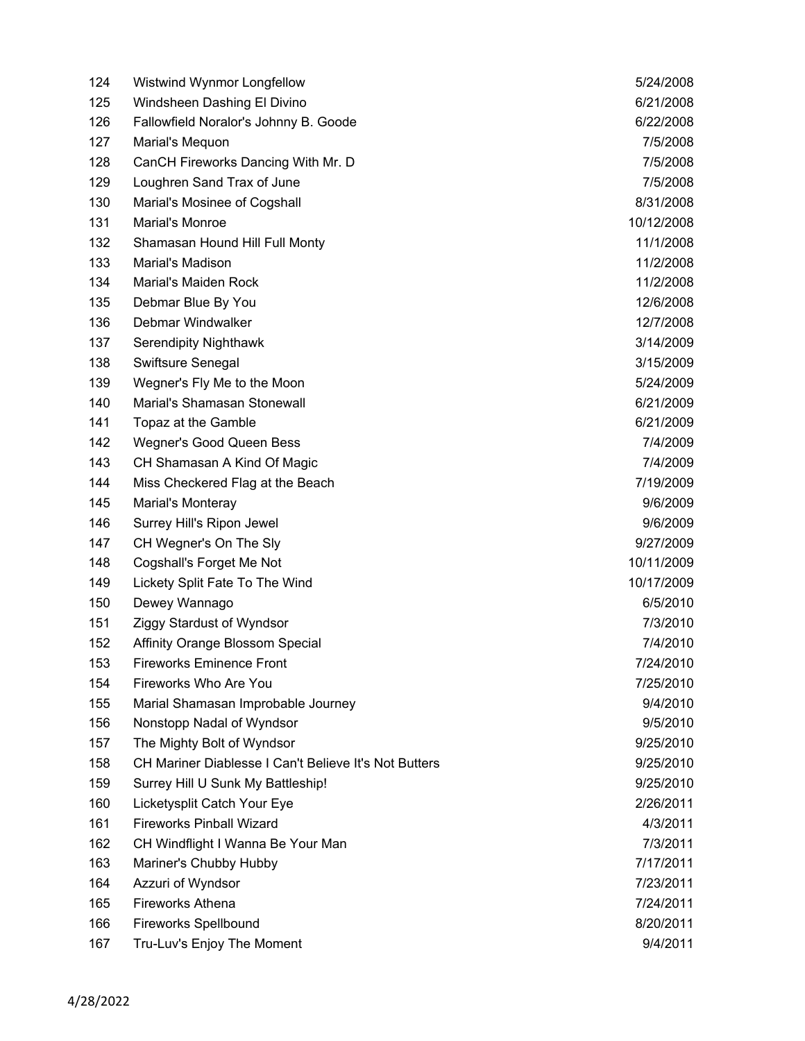| | | |
|---|---|---|
| 124 | Wistwind Wynmor Longfellow | 5/24/2008 |
| 125 | Windsheen Dashing El Divino | 6/21/2008 |
| 126 | Fallowfield Noralor's Johnny B. Goode | 6/22/2008 |
| 127 | Marial's Mequon | 7/5/2008 |
| 128 | CanCH Fireworks Dancing With Mr. D | 7/5/2008 |
| 129 | Loughren Sand Trax of June | 7/5/2008 |
| 130 | Marial's Mosinee of Cogshall | 8/31/2008 |
| 131 | Marial's Monroe | 10/12/2008 |
| 132 | Shamasan Hound Hill Full Monty | 11/1/2008 |
| 133 | Marial's Madison | 11/2/2008 |
| 134 | Marial's Maiden Rock | 11/2/2008 |
| 135 | Debmar Blue By You | 12/6/2008 |
| 136 | Debmar Windwalker | 12/7/2008 |
| 137 | Serendipity Nighthawk | 3/14/2009 |
| 138 | Swiftsure Senegal | 3/15/2009 |
| 139 | Wegner's Fly Me to the Moon | 5/24/2009 |
| 140 | Marial's Shamasan Stonewall | 6/21/2009 |
| 141 | Topaz at the Gamble | 6/21/2009 |
| 142 | Wegner's Good Queen Bess | 7/4/2009 |
| 143 | CH Shamasan A Kind Of Magic | 7/4/2009 |
| 144 | Miss Checkered Flag at the Beach | 7/19/2009 |
| 145 | Marial's Monteray | 9/6/2009 |
| 146 | Surrey Hill's Ripon Jewel | 9/6/2009 |
| 147 | CH Wegner's On The Sly | 9/27/2009 |
| 148 | Cogshall's Forget Me Not | 10/11/2009 |
| 149 | Lickety Split Fate To The Wind | 10/17/2009 |
| 150 | Dewey Wannago | 6/5/2010 |
| 151 | Ziggy Stardust of Wyndsor | 7/3/2010 |
| 152 | Affinity Orange Blossom Special | 7/4/2010 |
| 153 | Fireworks Eminence Front | 7/24/2010 |
| 154 | Fireworks Who Are You | 7/25/2010 |
| 155 | Marial Shamasan Improbable Journey | 9/4/2010 |
| 156 | Nonstopp Nadal of Wyndsor | 9/5/2010 |
| 157 | The Mighty Bolt of Wyndsor | 9/25/2010 |
| 158 | CH Mariner Diablesse I Can't Believe It's Not Butters | 9/25/2010 |
| 159 | Surrey Hill U Sunk My Battleship! | 9/25/2010 |
| 160 | Licketysplit Catch Your Eye | 2/26/2011 |
| 161 | Fireworks Pinball Wizard | 4/3/2011 |
| 162 | CH Windflight I Wanna Be Your Man | 7/3/2011 |
| 163 | Mariner's Chubby Hubby | 7/17/2011 |
| 164 | Azzuri of Wyndsor | 7/23/2011 |
| 165 | Fireworks Athena | 7/24/2011 |
| 166 | Fireworks Spellbound | 8/20/2011 |
| 167 | Tru-Luv's Enjoy The Moment | 9/4/2011 |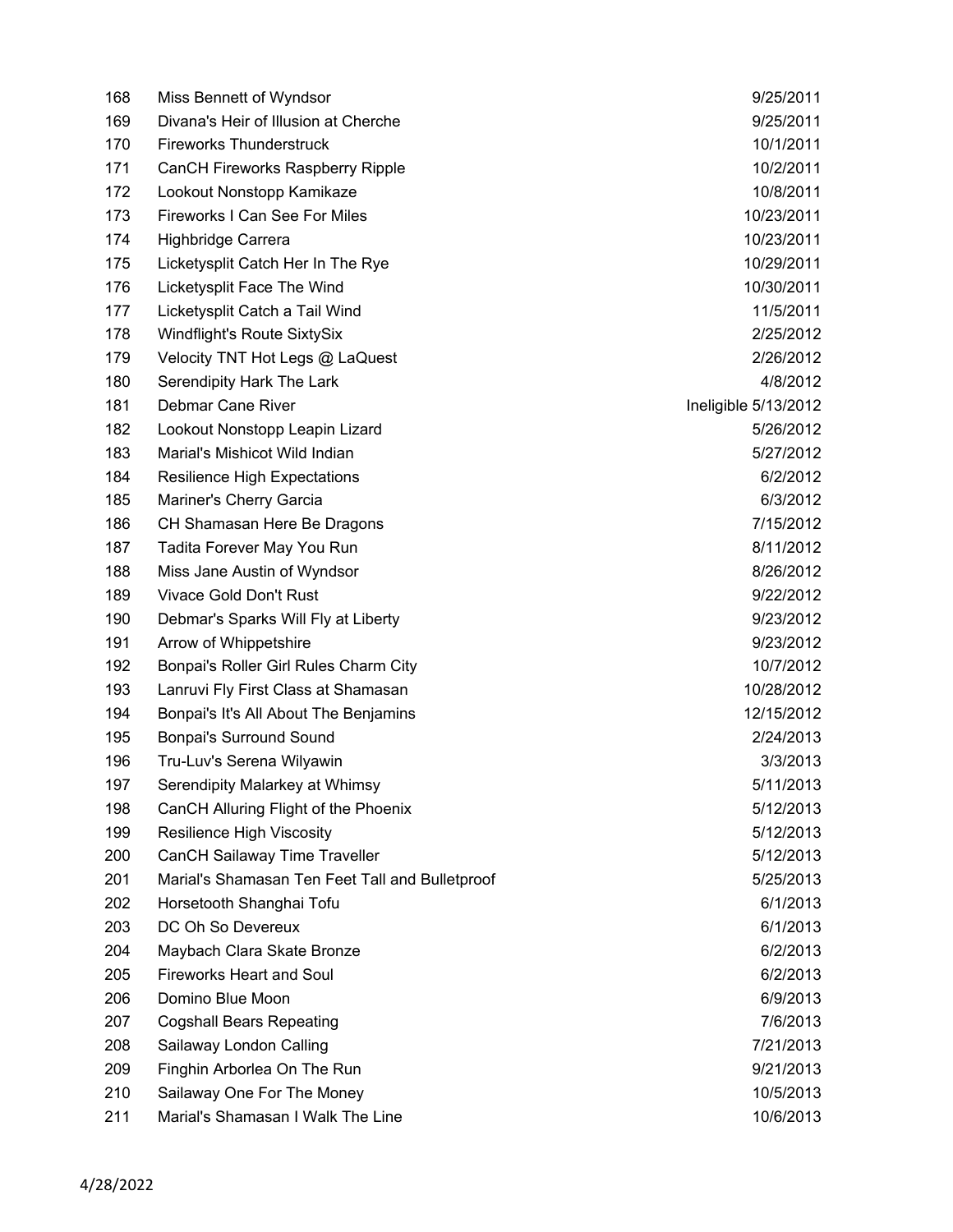| | | |
|---|---|---|
| 168 | Miss Bennett of Wyndsor | 9/25/2011 |
| 169 | Divana's Heir of Illusion at Cherche | 9/25/2011 |
| 170 | Fireworks Thunderstruck | 10/1/2011 |
| 171 | CanCH Fireworks Raspberry Ripple | 10/2/2011 |
| 172 | Lookout Nonstopp Kamikaze | 10/8/2011 |
| 173 | Fireworks I Can See For Miles | 10/23/2011 |
| 174 | Highbridge Carrera | 10/23/2011 |
| 175 | Licketysplit Catch Her In The Rye | 10/29/2011 |
| 176 | Licketysplit Face The Wind | 10/30/2011 |
| 177 | Licketysplit Catch a Tail Wind | 11/5/2011 |
| 178 | Windflight's Route SixtySix | 2/25/2012 |
| 179 | Velocity TNT Hot Legs @ LaQuest | 2/26/2012 |
| 180 | Serendipity Hark The Lark | 4/8/2012 |
| 181 | Debmar Cane River | Ineligible 5/13/2012 |
| 182 | Lookout Nonstopp Leapin Lizard | 5/26/2012 |
| 183 | Marial's Mishicot Wild Indian | 5/27/2012 |
| 184 | Resilience High Expectations | 6/2/2012 |
| 185 | Mariner's Cherry Garcia | 6/3/2012 |
| 186 | CH Shamasan Here Be Dragons | 7/15/2012 |
| 187 | Tadita Forever May You Run | 8/11/2012 |
| 188 | Miss Jane Austin of Wyndsor | 8/26/2012 |
| 189 | Vivace Gold Don't Rust | 9/22/2012 |
| 190 | Debmar's Sparks Will Fly at Liberty | 9/23/2012 |
| 191 | Arrow of Whippetshire | 9/23/2012 |
| 192 | Bonpai's Roller Girl Rules Charm City | 10/7/2012 |
| 193 | Lanruvi Fly First Class at Shamasan | 10/28/2012 |
| 194 | Bonpai's It's All About The Benjamins | 12/15/2012 |
| 195 | Bonpai's Surround Sound | 2/24/2013 |
| 196 | Tru-Luv's Serena Wilyawin | 3/3/2013 |
| 197 | Serendipity Malarkey at Whimsy | 5/11/2013 |
| 198 | CanCH Alluring Flight of the Phoenix | 5/12/2013 |
| 199 | Resilience High Viscosity | 5/12/2013 |
| 200 | CanCH Sailaway Time Traveller | 5/12/2013 |
| 201 | Marial's Shamasan Ten Feet Tall and Bulletproof | 5/25/2013 |
| 202 | Horsetooth Shanghai Tofu | 6/1/2013 |
| 203 | DC Oh So Devereux | 6/1/2013 |
| 204 | Maybach Clara Skate Bronze | 6/2/2013 |
| 205 | Fireworks Heart and Soul | 6/2/2013 |
| 206 | Domino Blue Moon | 6/9/2013 |
| 207 | Cogshall Bears Repeating | 7/6/2013 |
| 208 | Sailaway London Calling | 7/21/2013 |
| 209 | Finghin Arborlea On The Run | 9/21/2013 |
| 210 | Sailaway One For The Money | 10/5/2013 |
| 211 | Marial's Shamasan I Walk The Line | 10/6/2013 |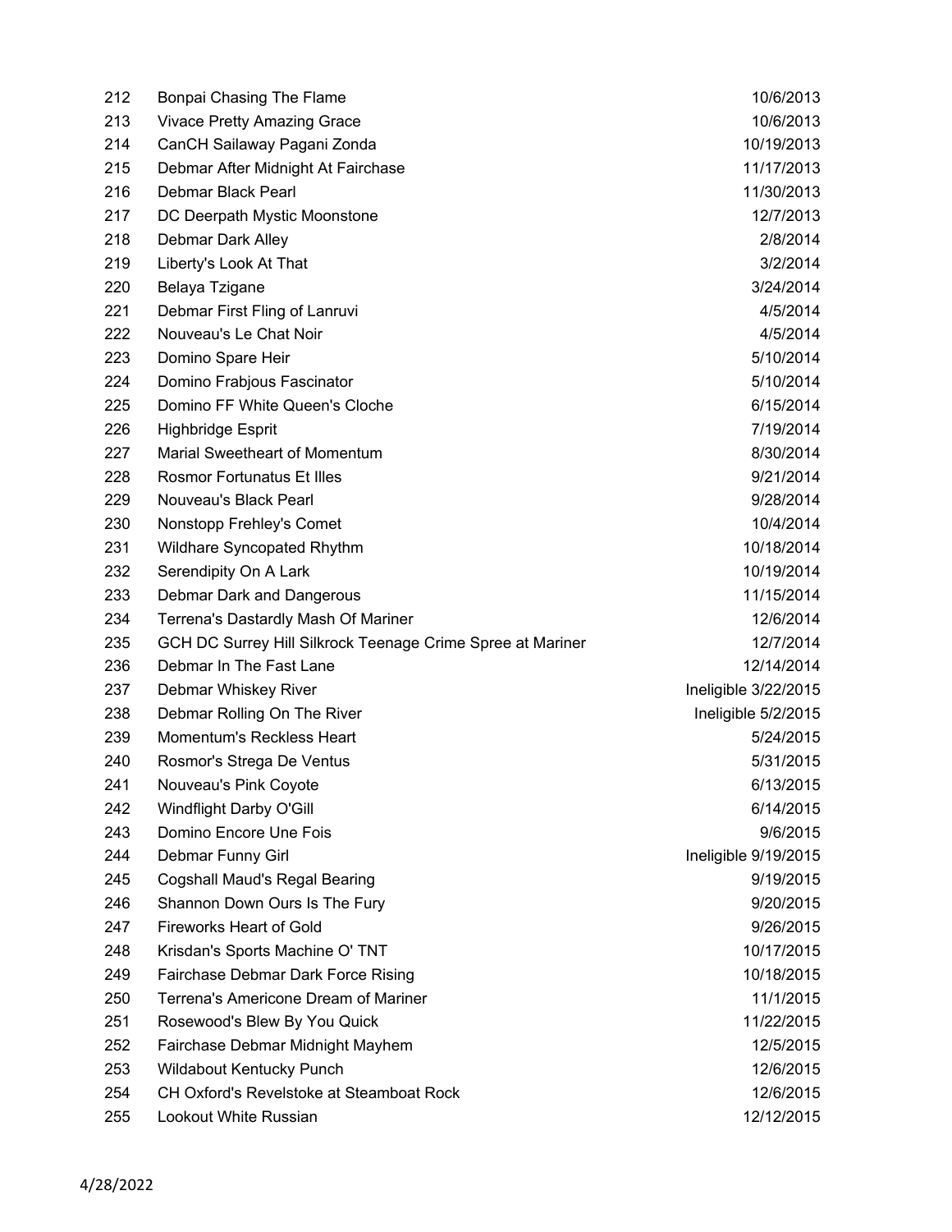| | | |
|---|---|---|
| 212 | Bonpai Chasing The Flame | 10/6/2013 |
| 213 | Vivace Pretty Amazing Grace | 10/6/2013 |
| 214 | CanCH Sailaway Pagani Zonda | 10/19/2013 |
| 215 | Debmar After Midnight At Fairchase | 11/17/2013 |
| 216 | Debmar Black Pearl | 11/30/2013 |
| 217 | DC Deerpath Mystic Moonstone | 12/7/2013 |
| 218 | Debmar Dark Alley | 2/8/2014 |
| 219 | Liberty's Look At That | 3/2/2014 |
| 220 | Belaya Tzigane | 3/24/2014 |
| 221 | Debmar First Fling of Lanruvi | 4/5/2014 |
| 222 | Nouveau's Le Chat Noir | 4/5/2014 |
| 223 | Domino Spare Heir | 5/10/2014 |
| 224 | Domino Frabjous Fascinator | 5/10/2014 |
| 225 | Domino FF White Queen's Cloche | 6/15/2014 |
| 226 | Highbridge Esprit | 7/19/2014 |
| 227 | Marial Sweetheart of Momentum | 8/30/2014 |
| 228 | Rosmor Fortunatus Et Illes | 9/21/2014 |
| 229 | Nouveau's Black Pearl | 9/28/2014 |
| 230 | Nonstopp Frehley's Comet | 10/4/2014 |
| 231 | Wildhare Syncopated Rhythm | 10/18/2014 |
| 232 | Serendipity On A Lark | 10/19/2014 |
| 233 | Debmar Dark and Dangerous | 11/15/2014 |
| 234 | Terrena's Dastardly Mash Of Mariner | 12/6/2014 |
| 235 | GCH DC Surrey Hill Silkrock Teenage Crime Spree at Mariner | 12/7/2014 |
| 236 | Debmar In The Fast Lane | 12/14/2014 |
| 237 | Debmar Whiskey River | Ineligible 3/22/2015 |
| 238 | Debmar Rolling On The River | Ineligible 5/2/2015 |
| 239 | Momentum's Reckless Heart | 5/24/2015 |
| 240 | Rosmor's Strega De Ventus | 5/31/2015 |
| 241 | Nouveau's Pink Coyote | 6/13/2015 |
| 242 | Windflight Darby O'Gill | 6/14/2015 |
| 243 | Domino Encore Une Fois | 9/6/2015 |
| 244 | Debmar Funny Girl | Ineligible 9/19/2015 |
| 245 | Cogshall Maud's Regal Bearing | 9/19/2015 |
| 246 | Shannon Down Ours Is The Fury | 9/20/2015 |
| 247 | Fireworks Heart of Gold | 9/26/2015 |
| 248 | Krisdan's Sports Machine O' TNT | 10/17/2015 |
| 249 | Fairchase Debmar Dark Force Rising | 10/18/2015 |
| 250 | Terrena's Americone Dream of Mariner | 11/1/2015 |
| 251 | Rosewood's Blew By You Quick | 11/22/2015 |
| 252 | Fairchase Debmar Midnight Mayhem | 12/5/2015 |
| 253 | Wildabout Kentucky Punch | 12/6/2015 |
| 254 | CH Oxford's Revelstoke at Steamboat Rock | 12/6/2015 |
| 255 | Lookout White Russian | 12/12/2015 |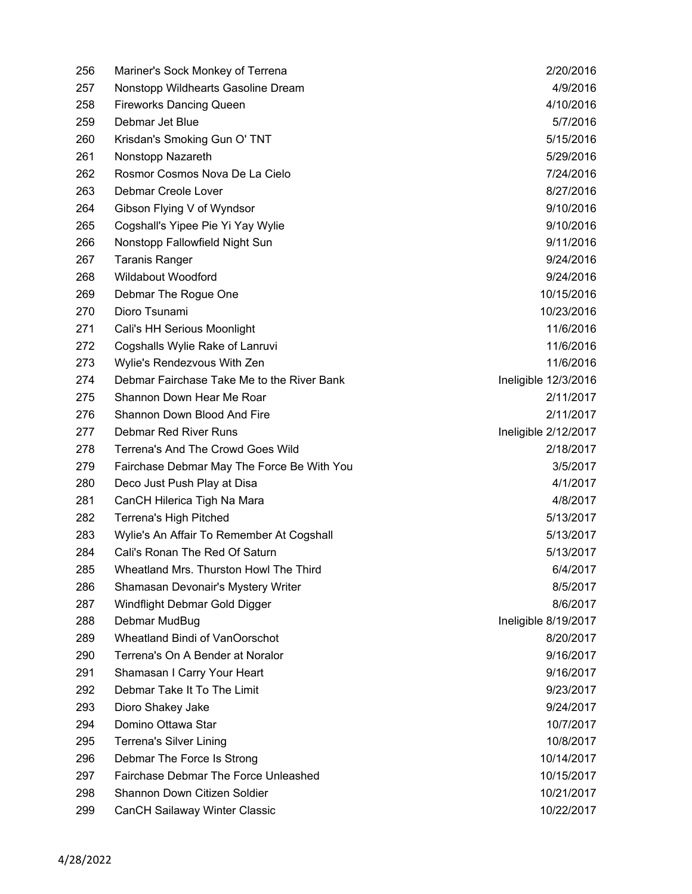| | | |
|---|---|---|
| 256 | Mariner's Sock Monkey of Terrena | 2/20/2016 |
| 257 | Nonstopp Wildhearts Gasoline Dream | 4/9/2016 |
| 258 | Fireworks Dancing Queen | 4/10/2016 |
| 259 | Debmar Jet Blue | 5/7/2016 |
| 260 | Krisdan's Smoking Gun O' TNT | 5/15/2016 |
| 261 | Nonstopp Nazareth | 5/29/2016 |
| 262 | Rosmor Cosmos Nova De La Cielo | 7/24/2016 |
| 263 | Debmar Creole Lover | 8/27/2016 |
| 264 | Gibson Flying V of Wyndsor | 9/10/2016 |
| 265 | Cogshall's Yipee Pie Yi Yay Wylie | 9/10/2016 |
| 266 | Nonstopp Fallowfield Night Sun | 9/11/2016 |
| 267 | Taranis Ranger | 9/24/2016 |
| 268 | Wildabout Woodford | 9/24/2016 |
| 269 | Debmar The Rogue One | 10/15/2016 |
| 270 | Dioro Tsunami | 10/23/2016 |
| 271 | Cali's HH Serious Moonlight | 11/6/2016 |
| 272 | Cogshalls Wylie Rake of Lanruvi | 11/6/2016 |
| 273 | Wylie's Rendezvous With Zen | 11/6/2016 |
| 274 | Debmar Fairchase Take Me to the River Bank | Ineligible 12/3/2016 |
| 275 | Shannon Down Hear Me Roar | 2/11/2017 |
| 276 | Shannon Down Blood And Fire | 2/11/2017 |
| 277 | Debmar Red River Runs | Ineligible 2/12/2017 |
| 278 | Terrena's And The Crowd Goes Wild | 2/18/2017 |
| 279 | Fairchase Debmar May The Force Be With You | 3/5/2017 |
| 280 | Deco Just Push Play at Disa | 4/1/2017 |
| 281 | CanCH Hilerica Tigh Na Mara | 4/8/2017 |
| 282 | Terrena's High Pitched | 5/13/2017 |
| 283 | Wylie's An Affair To Remember At Cogshall | 5/13/2017 |
| 284 | Cali's Ronan The Red Of Saturn | 5/13/2017 |
| 285 | Wheatland Mrs. Thurston Howl The Third | 6/4/2017 |
| 286 | Shamasan Devonair's Mystery Writer | 8/5/2017 |
| 287 | Windflight Debmar Gold Digger | 8/6/2017 |
| 288 | Debmar MudBug | Ineligible 8/19/2017 |
| 289 | Wheatland Bindi of VanOorschot | 8/20/2017 |
| 290 | Terrena's On A Bender at Noralor | 9/16/2017 |
| 291 | Shamasan I Carry Your Heart | 9/16/2017 |
| 292 | Debmar Take It To The Limit | 9/23/2017 |
| 293 | Dioro Shakey Jake | 9/24/2017 |
| 294 | Domino Ottawa Star | 10/7/2017 |
| 295 | Terrena's Silver Lining | 10/8/2017 |
| 296 | Debmar The Force Is Strong | 10/14/2017 |
| 297 | Fairchase Debmar The Force Unleashed | 10/15/2017 |
| 298 | Shannon Down Citizen Soldier | 10/21/2017 |
| 299 | CanCH Sailaway Winter Classic | 10/22/2017 |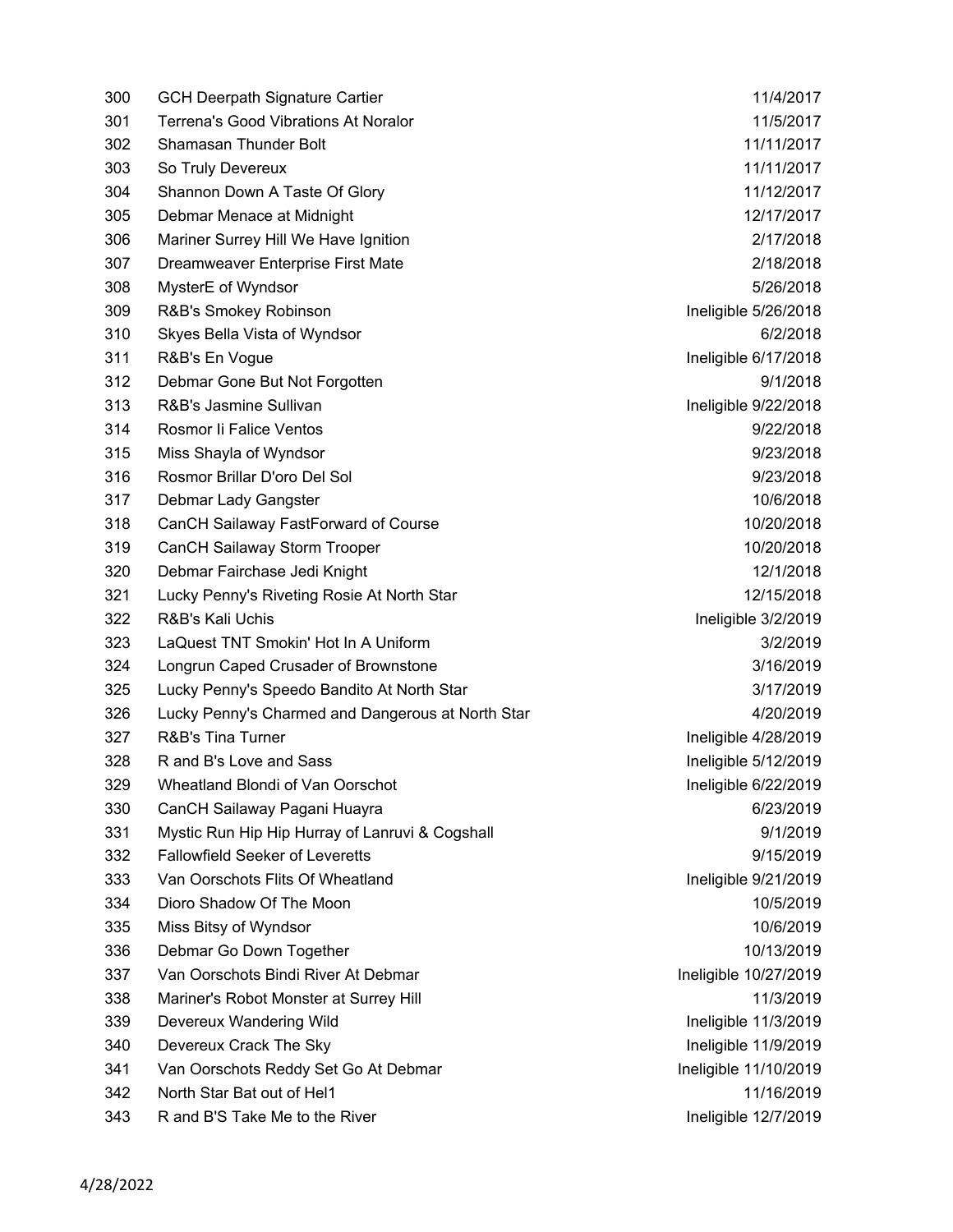| | | |
|---|---|---|
| 300 | GCH Deerpath Signature Cartier | 11/4/2017 |
| 301 | Terrena's Good Vibrations At Noralor | 11/5/2017 |
| 302 | Shamasan Thunder Bolt | 11/11/2017 |
| 303 | So Truly Devereux | 11/11/2017 |
| 304 | Shannon Down A Taste Of Glory | 11/12/2017 |
| 305 | Debmar Menace at Midnight | 12/17/2017 |
| 306 | Mariner Surrey Hill We Have Ignition | 2/17/2018 |
| 307 | Dreamweaver Enterprise First Mate | 2/18/2018 |
| 308 | MysterE of Wyndsor | 5/26/2018 |
| 309 | R&B's Smokey Robinson | Ineligible 5/26/2018 |
| 310 | Skyes Bella Vista of Wyndsor | 6/2/2018 |
| 311 | R&B's En Vogue | Ineligible 6/17/2018 |
| 312 | Debmar Gone But Not Forgotten | 9/1/2018 |
| 313 | R&B's Jasmine Sullivan | Ineligible 9/22/2018 |
| 314 | Rosmor Ii Falice Ventos | 9/22/2018 |
| 315 | Miss Shayla of Wyndsor | 9/23/2018 |
| 316 | Rosmor Brillar D'oro Del Sol | 9/23/2018 |
| 317 | Debmar Lady Gangster | 10/6/2018 |
| 318 | CanCH Sailaway FastForward of Course | 10/20/2018 |
| 319 | CanCH Sailaway Storm Trooper | 10/20/2018 |
| 320 | Debmar Fairchase Jedi Knight | 12/1/2018 |
| 321 | Lucky Penny's Riveting Rosie At North Star | 12/15/2018 |
| 322 | R&B's Kali Uchis | Ineligible 3/2/2019 |
| 323 | LaQuest TNT Smokin' Hot In A Uniform | 3/2/2019 |
| 324 | Longrun Caped Crusader of Brownstone | 3/16/2019 |
| 325 | Lucky Penny's Speedo Bandito At North Star | 3/17/2019 |
| 326 | Lucky Penny's Charmed and Dangerous at North Star | 4/20/2019 |
| 327 | R&B's Tina Turner | Ineligible 4/28/2019 |
| 328 | R and B's Love and Sass | Ineligible 5/12/2019 |
| 329 | Wheatland Blondi of Van Oorschot | Ineligible 6/22/2019 |
| 330 | CanCH Sailaway Pagani Huayra | 6/23/2019 |
| 331 | Mystic Run Hip Hip Hurray of Lanruvi & Cogshall | 9/1/2019 |
| 332 | Fallowfield Seeker of Leveretts | 9/15/2019 |
| 333 | Van Oorschots Flits Of Wheatland | Ineligible 9/21/2019 |
| 334 | Dioro Shadow Of The Moon | 10/5/2019 |
| 335 | Miss Bitsy of Wyndsor | 10/6/2019 |
| 336 | Debmar Go Down Together | 10/13/2019 |
| 337 | Van Oorschots Bindi River At Debmar | Ineligible 10/27/2019 |
| 338 | Mariner's Robot Monster at Surrey Hill | 11/3/2019 |
| 339 | Devereux Wandering Wild | Ineligible 11/3/2019 |
| 340 | Devereux Crack The Sky | Ineligible 11/9/2019 |
| 341 | Van Oorschots Reddy Set Go At Debmar | Ineligible 11/10/2019 |
| 342 | North Star Bat out of Hel1 | 11/16/2019 |
| 343 | R and B'S Take Me to the River | Ineligible 12/7/2019 |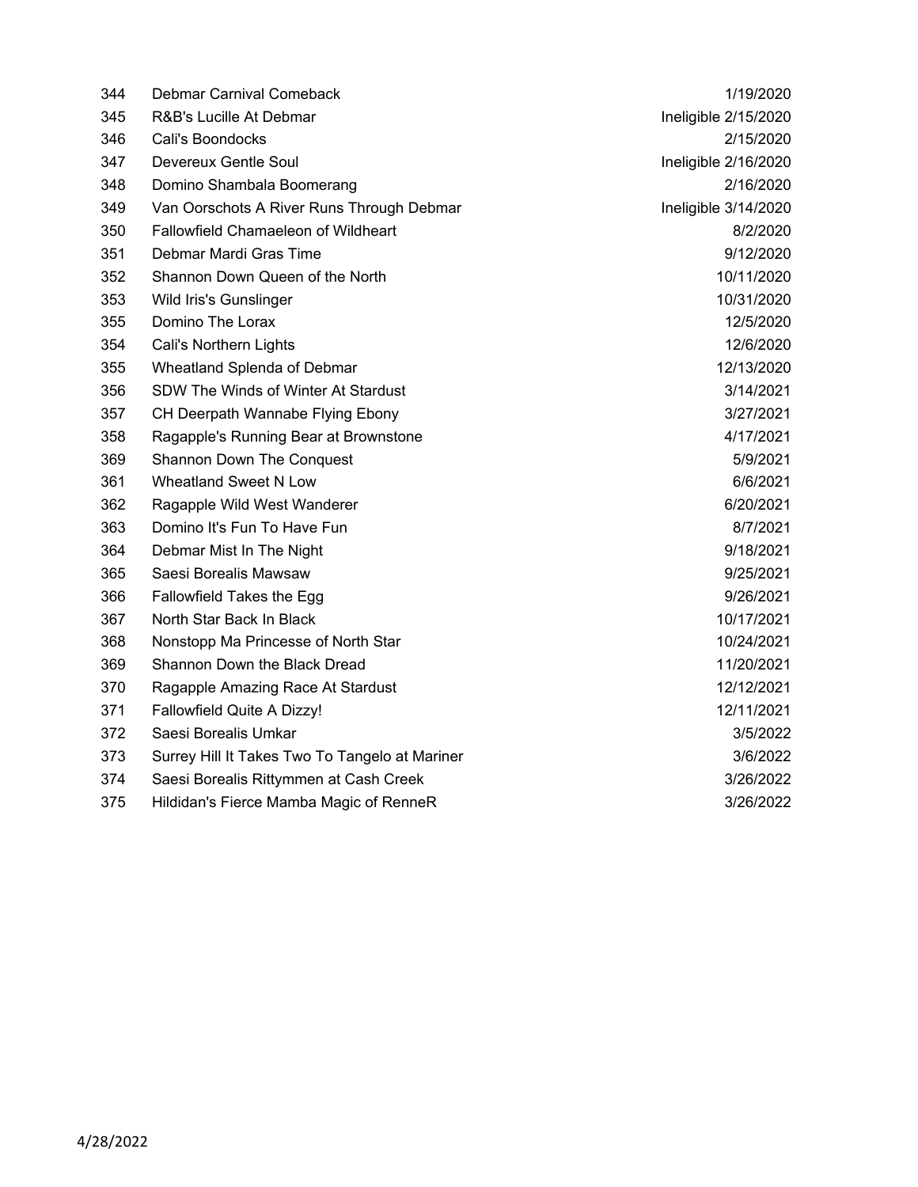| | | |
|---|---|---|
| 344 | Debmar Carnival Comeback | 1/19/2020 |
| 345 | R&B's Lucille At Debmar | Ineligible 2/15/2020 |
| 346 | Cali's Boondocks | 2/15/2020 |
| 347 | Devereux Gentle Soul | Ineligible 2/16/2020 |
| 348 | Domino Shambala Boomerang | 2/16/2020 |
| 349 | Van Oorschots A River Runs Through Debmar | Ineligible 3/14/2020 |
| 350 | Fallowfield Chamaeleon of Wildheart | 8/2/2020 |
| 351 | Debmar Mardi Gras Time | 9/12/2020 |
| 352 | Shannon Down Queen of the North | 10/11/2020 |
| 353 | Wild Iris's Gunslinger | 10/31/2020 |
| 355 | Domino The Lorax | 12/5/2020 |
| 354 | Cali's Northern Lights | 12/6/2020 |
| 355 | Wheatland Splenda of Debmar | 12/13/2020 |
| 356 | SDW The Winds of Winter At Stardust | 3/14/2021 |
| 357 | CH Deerpath Wannabe Flying Ebony | 3/27/2021 |
| 358 | Ragapple's Running Bear at Brownstone | 4/17/2021 |
| 369 | Shannon Down The Conquest | 5/9/2021 |
| 361 | Wheatland Sweet N Low | 6/6/2021 |
| 362 | Ragapple Wild West Wanderer | 6/20/2021 |
| 363 | Domino It's Fun To Have Fun | 8/7/2021 |
| 364 | Debmar Mist In The Night | 9/18/2021 |
| 365 | Saesi Borealis Mawsaw | 9/25/2021 |
| 366 | Fallowfield Takes the Egg | 9/26/2021 |
| 367 | North Star Back In Black | 10/17/2021 |
| 368 | Nonstopp Ma Princesse of North Star | 10/24/2021 |
| 369 | Shannon Down the Black Dread | 11/20/2021 |
| 370 | Ragapple Amazing Race At Stardust | 12/12/2021 |
| 371 | Fallowfield Quite A Dizzy! | 12/11/2021 |
| 372 | Saesi Borealis Umkar | 3/5/2022 |
| 373 | Surrey Hill It Takes Two To Tangelo at Mariner | 3/6/2022 |
| 374 | Saesi Borealis Rittymmen at Cash Creek | 3/26/2022 |
| 375 | Hildidan's Fierce Mamba Magic of RenneR | 3/26/2022 |

4/28/2022